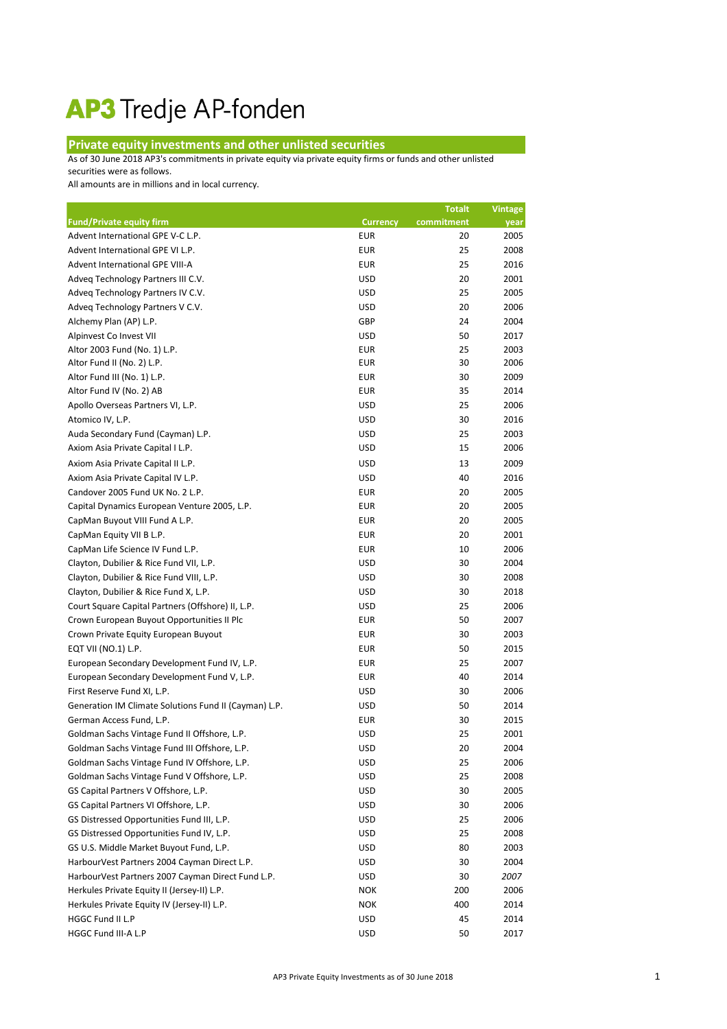# AP3 Tredje AP-fonden

## Private equity investments and other unlisted securities

As of 30 June 2018 AP3's commitments in private equity via private equity firms or funds and other unlisted securities were as follows.

All amounts are in millions and in local currency.

| Fund/Private equity firm | Currency | Totalt commitment | Vintage year |
|---|---|---|---|
| Advent International GPE V-C L.P. | EUR | 20 | 2005 |
| Advent International GPE VI L.P. | EUR | 25 | 2008 |
| Advent International GPE VIII-A | EUR | 25 | 2016 |
| Adveq Technology Partners III C.V. | USD | 20 | 2001 |
| Adveq Technology Partners IV C.V. | USD | 25 | 2005 |
| Adveq Technology Partners V C.V. | USD | 20 | 2006 |
| Alchemy Plan (AP) L.P. | GBP | 24 | 2004 |
| Alpinvest Co Invest VII | USD | 50 | 2017 |
| Altor 2003 Fund (No. 1) L.P. | EUR | 25 | 2003 |
| Altor Fund II (No. 2) L.P. | EUR | 30 | 2006 |
| Altor Fund III (No. 1) L.P. | EUR | 30 | 2009 |
| Altor Fund IV (No. 2) AB | EUR | 35 | 2014 |
| Apollo Overseas Partners VI, L.P. | USD | 25 | 2006 |
| Atomico IV, L.P. | USD | 30 | 2016 |
| Auda Secondary Fund (Cayman) L.P. | USD | 25 | 2003 |
| Axiom Asia Private Capital I L.P. | USD | 15 | 2006 |
| Axiom Asia Private Capital II L.P. | USD | 13 | 2009 |
| Axiom Asia Private Capital IV L.P. | USD | 40 | 2016 |
| Candover 2005 Fund UK No. 2 L.P. | EUR | 20 | 2005 |
| Capital Dynamics European Venture 2005, L.P. | EUR | 20 | 2005 |
| CapMan Buyout VIII Fund A L.P. | EUR | 20 | 2005 |
| CapMan Equity VII B L.P. | EUR | 20 | 2001 |
| CapMan Life Science IV Fund L.P. | EUR | 10 | 2006 |
| Clayton, Dubilier & Rice Fund VII, L.P. | USD | 30 | 2004 |
| Clayton, Dubilier & Rice Fund VIII, L.P. | USD | 30 | 2008 |
| Clayton, Dubilier & Rice Fund X, L.P. | USD | 30 | 2018 |
| Court Square Capital Partners (Offshore) II, L.P. | USD | 25 | 2006 |
| Crown European Buyout Opportunities II Plc | EUR | 50 | 2007 |
| Crown Private Equity European Buyout | EUR | 30 | 2003 |
| EQT VII (NO.1) L.P. | EUR | 50 | 2015 |
| European Secondary Development Fund IV, L.P. | EUR | 25 | 2007 |
| European Secondary Development Fund V, L.P. | EUR | 40 | 2014 |
| First Reserve Fund XI, L.P. | USD | 30 | 2006 |
| Generation IM Climate Solutions Fund II (Cayman) L.P. | USD | 50 | 2014 |
| German Access Fund, L.P. | EUR | 30 | 2015 |
| Goldman Sachs Vintage Fund II Offshore, L.P. | USD | 25 | 2001 |
| Goldman Sachs Vintage Fund III Offshore, L.P. | USD | 20 | 2004 |
| Goldman Sachs Vintage Fund IV Offshore, L.P. | USD | 25 | 2006 |
| Goldman Sachs Vintage Fund V Offshore, L.P. | USD | 25 | 2008 |
| GS Capital Partners V Offshore, L.P. | USD | 30 | 2005 |
| GS Capital Partners VI Offshore, L.P. | USD | 30 | 2006 |
| GS Distressed Opportunities Fund III, L.P. | USD | 25 | 2006 |
| GS Distressed Opportunities Fund IV, L.P. | USD | 25 | 2008 |
| GS U.S. Middle Market Buyout Fund, L.P. | USD | 80 | 2003 |
| HarbourVest Partners 2004 Cayman Direct L.P. | USD | 30 | 2004 |
| HarbourVest Partners 2007 Cayman Direct Fund L.P. | USD | 30 | *2007* |
| Herkules Private Equity II (Jersey-II) L.P. | NOK | 200 | 2006 |
| Herkules Private Equity IV (Jersey-II) L.P. | NOK | 400 | 2014 |
| HGGC Fund II L.P | USD | 45 | 2014 |
| HGGC Fund III-A L.P | USD | 50 | 2017 |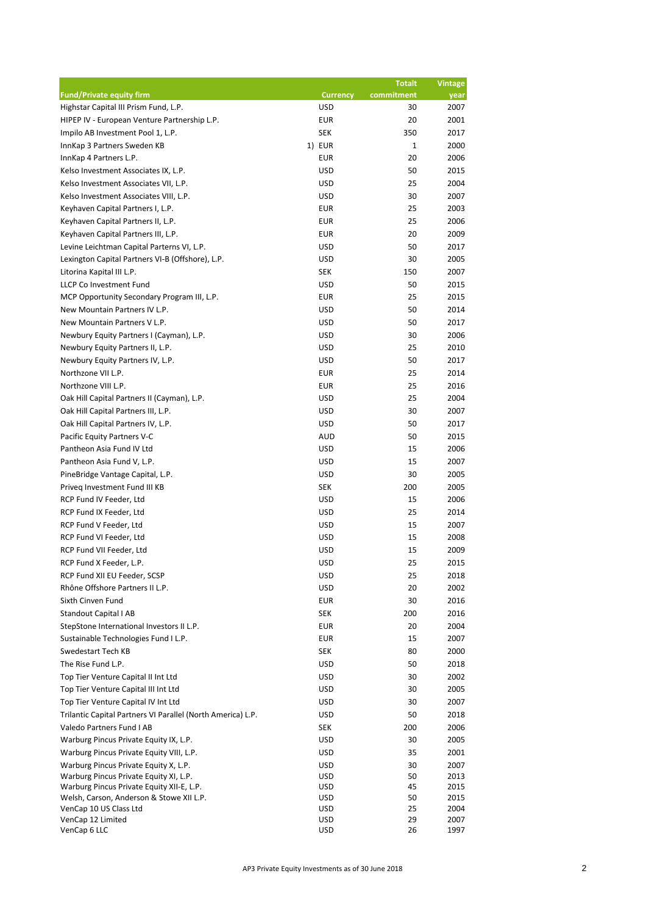| Fund/Private equity firm | Currency | Totalt commitment | Vintage year |
|---|---|---|---|
| Highstar Capital III Prism Fund, L.P. | USD | 30 | 2007 |
| HIPEP IV - European Venture Partnership L.P. | EUR | 20 | 2001 |
| Impilo AB Investment Pool 1, L.P. | SEK | 350 | 2017 |
| InnKap 3 Partners Sweden KB | 1) EUR | 1 | 2000 |
| InnKap 4 Partners L.P. | EUR | 20 | 2006 |
| Kelso Investment Associates IX, L.P. | USD | 50 | 2015 |
| Kelso Investment Associates VII, L.P. | USD | 25 | 2004 |
| Kelso Investment Associates VIII, L.P. | USD | 30 | 2007 |
| Keyhaven Capital Partners I, L.P. | EUR | 25 | 2003 |
| Keyhaven Capital Partners II, L.P. | EUR | 25 | 2006 |
| Keyhaven Capital Partners III, L.P. | EUR | 20 | 2009 |
| Levine Leichtman Capital Parterns VI, L.P. | USD | 50 | 2017 |
| Lexington Capital Partners VI-B (Offshore), L.P. | USD | 30 | 2005 |
| Litorina Kapital III L.P. | SEK | 150 | 2007 |
| LLCP Co Investment Fund | USD | 50 | 2015 |
| MCP Opportunity Secondary Program III, L.P. | EUR | 25 | 2015 |
| New Mountain Partners IV L.P. | USD | 50 | 2014 |
| New Mountain Partners V L.P. | USD | 50 | 2017 |
| Newbury Equity Partners I (Cayman), L.P. | USD | 30 | 2006 |
| Newbury Equity Partners II, L.P. | USD | 25 | 2010 |
| Newbury Equity Partners IV, L.P. | USD | 50 | 2017 |
| Northzone VII L.P. | EUR | 25 | 2014 |
| Northzone VIII L.P. | EUR | 25 | 2016 |
| Oak Hill Capital Partners II (Cayman), L.P. | USD | 25 | 2004 |
| Oak Hill Capital Partners III, L.P. | USD | 30 | 2007 |
| Oak Hill Capital Partners IV, L.P. | USD | 50 | 2017 |
| Pacific Equity Partners V-C | AUD | 50 | 2015 |
| Pantheon Asia Fund IV Ltd | USD | 15 | 2006 |
| Pantheon Asia Fund V, L.P. | USD | 15 | 2007 |
| PineBridge Vantage Capital, L.P. | USD | 30 | 2005 |
| Priveq Investment Fund III KB | SEK | 200 | 2005 |
| RCP Fund IV Feeder, Ltd | USD | 15 | 2006 |
| RCP Fund IX Feeder, Ltd | USD | 25 | 2014 |
| RCP Fund V Feeder, Ltd | USD | 15 | 2007 |
| RCP Fund VI Feeder, Ltd | USD | 15 | 2008 |
| RCP Fund VII Feeder, Ltd | USD | 15 | 2009 |
| RCP Fund X Feeder, L.P. | USD | 25 | 2015 |
| RCP Fund XII EU Feeder, SCSP | USD | 25 | 2018 |
| Rhône Offshore Partners II L.P. | USD | 20 | 2002 |
| Sixth Cinven Fund | EUR | 30 | 2016 |
| Standout Capital I AB | SEK | 200 | 2016 |
| StepStone International Investors II L.P. | EUR | 20 | 2004 |
| Sustainable Technologies Fund I L.P. | EUR | 15 | 2007 |
| Swedestart Tech KB | SEK | 80 | 2000 |
| The Rise Fund L.P. | USD | 50 | 2018 |
| Top Tier Venture Capital II Int Ltd | USD | 30 | 2002 |
| Top Tier Venture Capital III Int Ltd | USD | 30 | 2005 |
| Top Tier Venture Capital IV Int Ltd | USD | 30 | 2007 |
| Trilantic Capital Partners VI Parallel (North America) L.P. | USD | 50 | 2018 |
| Valedo Partners Fund I AB | SEK | 200 | 2006 |
| Warburg Pincus Private Equity IX, L.P. | USD | 30 | 2005 |
| Warburg Pincus Private Equity VIII, L.P. | USD | 35 | 2001 |
| Warburg Pincus Private Equity X, L.P. | USD | 30 | 2007 |
| Warburg Pincus Private Equity XI, L.P. | USD | 50 | 2013 |
| Warburg Pincus Private Equity XII-E, L.P. | USD | 45 | 2015 |
| Welsh, Carson, Anderson & Stowe XII L.P. | USD | 50 | 2015 |
| VenCap 10 US Class Ltd | USD | 25 | 2004 |
| VenCap 12 Limited | USD | 29 | 2007 |
| VenCap 6 LLC | USD | 26 | 1997 |

AP3 Private Equity Investments as of 30 June 2018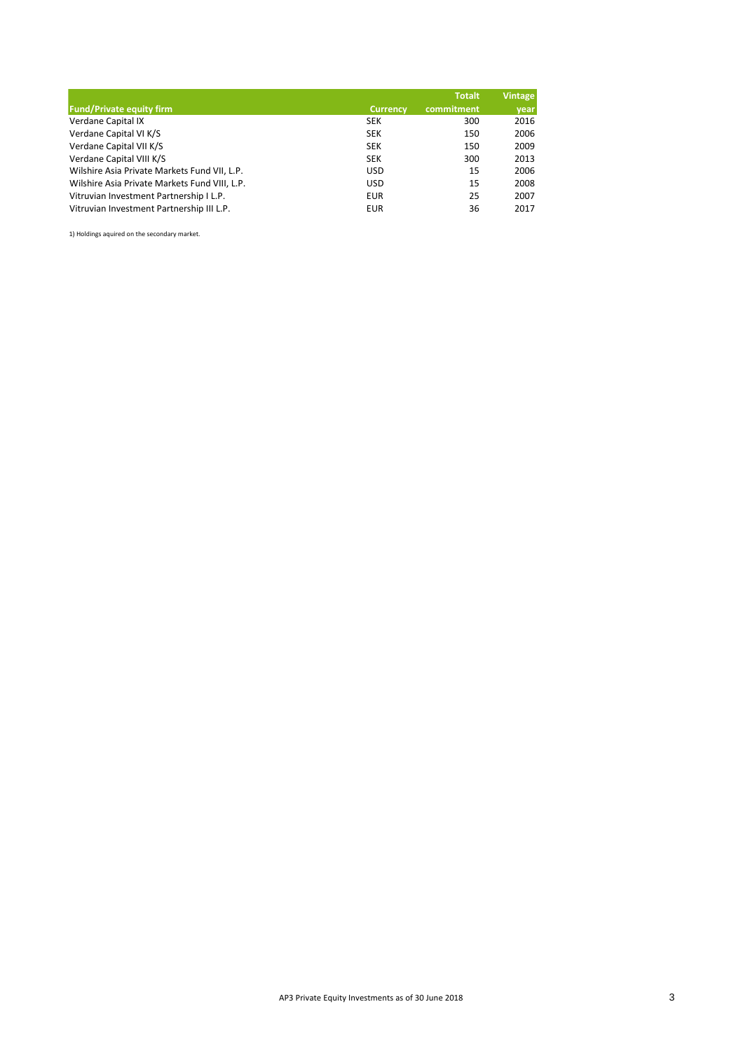| Fund/Private equity firm | Currency | Totalt commitment | Vintage year |
|---|---|---|---|
| Verdane Capital IX | SEK | 300 | 2016 |
| Verdane Capital VI K/S | SEK | 150 | 2006 |
| Verdane Capital VII K/S | SEK | 150 | 2009 |
| Verdane Capital VIII K/S | SEK | 300 | 2013 |
| Wilshire Asia Private Markets Fund VII, L.P. | USD | 15 | 2006 |
| Wilshire Asia Private Markets Fund VIII, L.P. | USD | 15 | 2008 |
| Vitruvian Investment Partnership I L.P. | EUR | 25 | 2007 |
| Vitruvian Investment Partnership III L.P. | EUR | 36 | 2017 |

1) Holdings aquired on the secondary market.